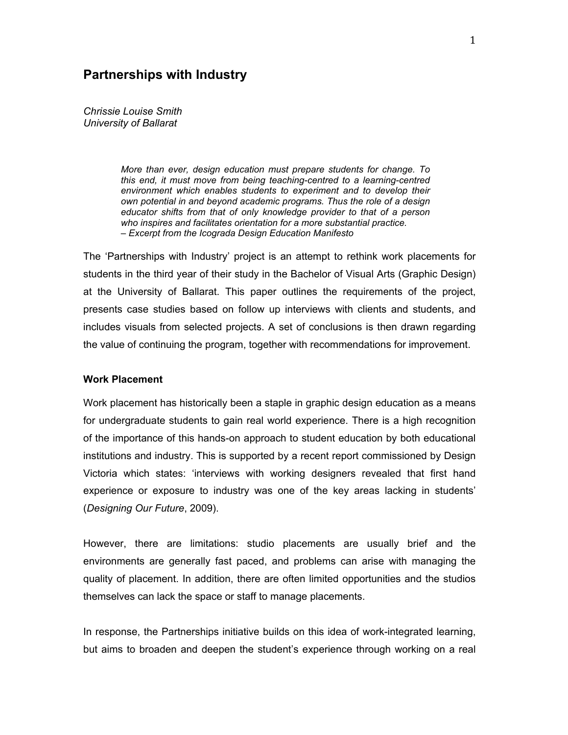# Partnerships with Industry

*Chrissie Louise Smith*
*University of Ballarat*

> *More than ever, design education must prepare students for change. To this end, it must move from being teaching-centred to a learning-centred environment which enables students to experiment and to develop their own potential in and beyond academic programs. Thus the role of a design educator shifts from that of only knowledge provider to that of a person who inspires and facilitates orientation for a more substantial practice.*
> *– Excerpt from the Icograda Design Education Manifesto*

The 'Partnerships with Industry' project is an attempt to rethink work placements for students in the third year of their study in the Bachelor of Visual Arts (Graphic Design) at the University of Ballarat. This paper outlines the requirements of the project, presents case studies based on follow up interviews with clients and students, and includes visuals from selected projects. A set of conclusions is then drawn regarding the value of continuing the program, together with recommendations for improvement.

### Work Placement

Work placement has historically been a staple in graphic design education as a means for undergraduate students to gain real world experience. There is a high recognition of the importance of this hands-on approach to student education by both educational institutions and industry. This is supported by a recent report commissioned by Design Victoria which states: 'interviews with working designers revealed that first hand experience or exposure to industry was one of the key areas lacking in students' (*Designing Our Future*, 2009).

However, there are limitations: studio placements are usually brief and the environments are generally fast paced, and problems can arise with managing the quality of placement. In addition, there are often limited opportunities and the studios themselves can lack the space or staff to manage placements.

In response, the Partnerships initiative builds on this idea of work-integrated learning, but aims to broaden and deepen the student's experience through working on a real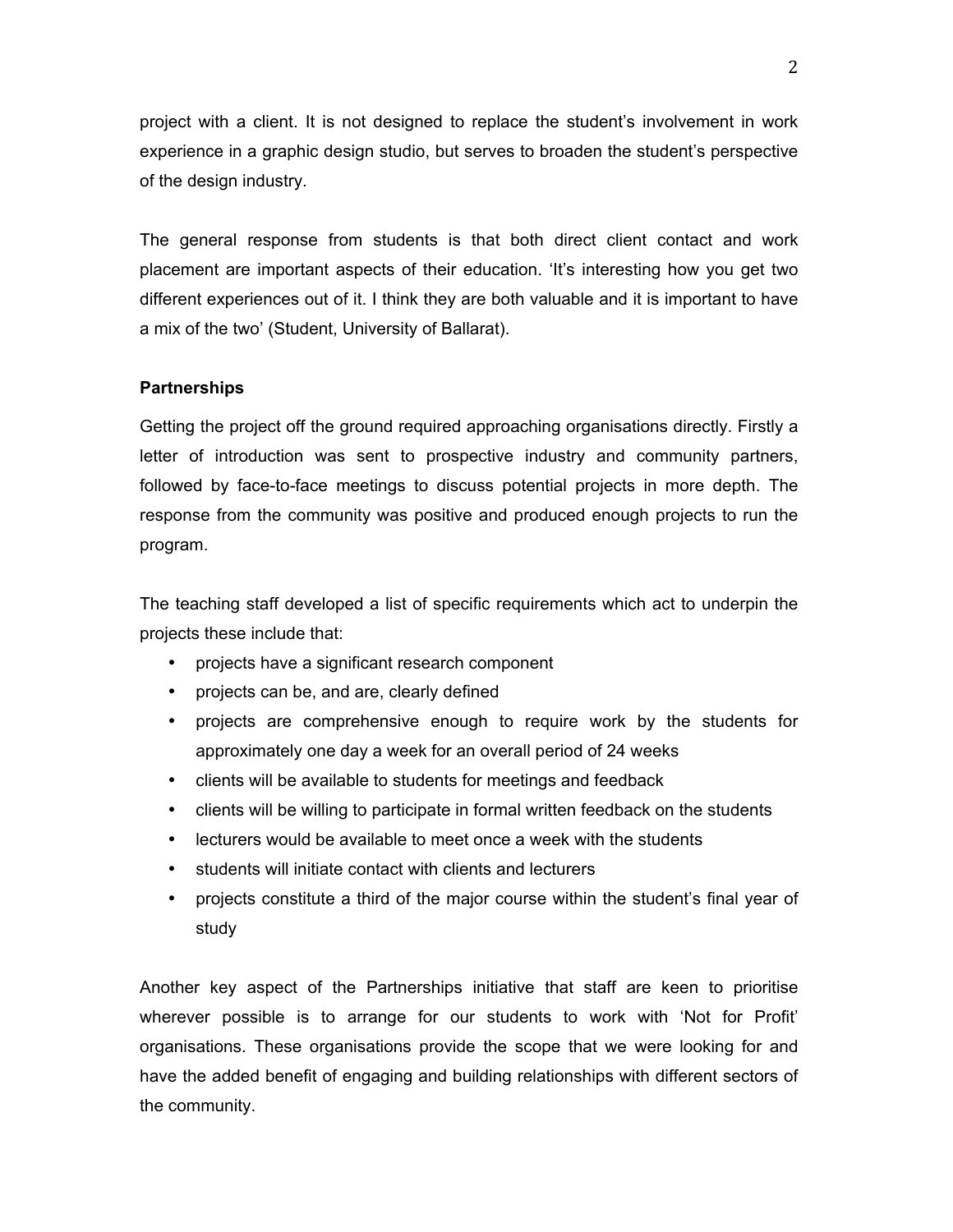project with a client. It is not designed to replace the student's involvement in work experience in a graphic design studio, but serves to broaden the student's perspective of the design industry.

The general response from students is that both direct client contact and work placement are important aspects of their education. 'It's interesting how you get two different experiences out of it. I think they are both valuable and it is important to have a mix of the two' (Student, University of Ballarat).

**Partnerships**

Getting the project off the ground required approaching organisations directly. Firstly a letter of introduction was sent to prospective industry and community partners, followed by face-to-face meetings to discuss potential projects in more depth. The response from the community was positive and produced enough projects to run the program.

The teaching staff developed a list of specific requirements which act to underpin the projects these include that:

- projects have a significant research component
- projects can be, and are, clearly defined
- projects are comprehensive enough to require work by the students for approximately one day a week for an overall period of 24 weeks
- clients will be available to students for meetings and feedback
- clients will be willing to participate in formal written feedback on the students
- lecturers would be available to meet once a week with the students
- students will initiate contact with clients and lecturers
- projects constitute a third of the major course within the student's final year of study

Another key aspect of the Partnerships initiative that staff are keen to prioritise wherever possible is to arrange for our students to work with 'Not for Profit' organisations. These organisations provide the scope that we were looking for and have the added benefit of engaging and building relationships with different sectors of the community.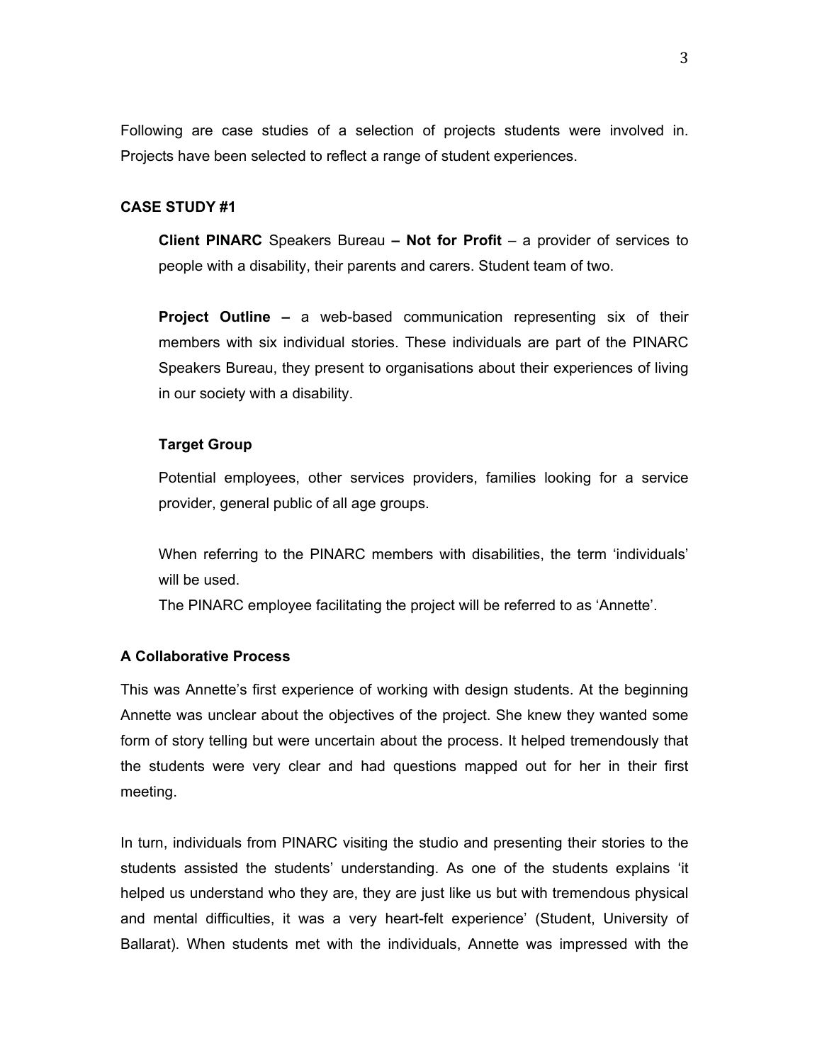Following are case studies of a selection of projects students were involved in. Projects have been selected to reflect a range of student experiences.

### CASE STUDY #1

**Client PINARC** Speakers Bureau **– Not for Profit** – a provider of services to people with a disability, their parents and carers. Student team of two.

**Project Outline –** a web-based communication representing six of their members with six individual stories. These individuals are part of the PINARC Speakers Bureau, they present to organisations about their experiences of living in our society with a disability.

**Target Group**

Potential employees, other services providers, families looking for a service provider, general public of all age groups.

When referring to the PINARC members with disabilities, the term 'individuals' will be used.

The PINARC employee facilitating the project will be referred to as 'Annette'.

### A Collaborative Process

This was Annette's first experience of working with design students. At the beginning Annette was unclear about the objectives of the project. She knew they wanted some form of story telling but were uncertain about the process. It helped tremendously that the students were very clear and had questions mapped out for her in their first meeting.

In turn, individuals from PINARC visiting the studio and presenting their stories to the students assisted the students' understanding. As one of the students explains 'it helped us understand who they are, they are just like us but with tremendous physical and mental difficulties, it was a very heart-felt experience' (Student, University of Ballarat). When students met with the individuals, Annette was impressed with the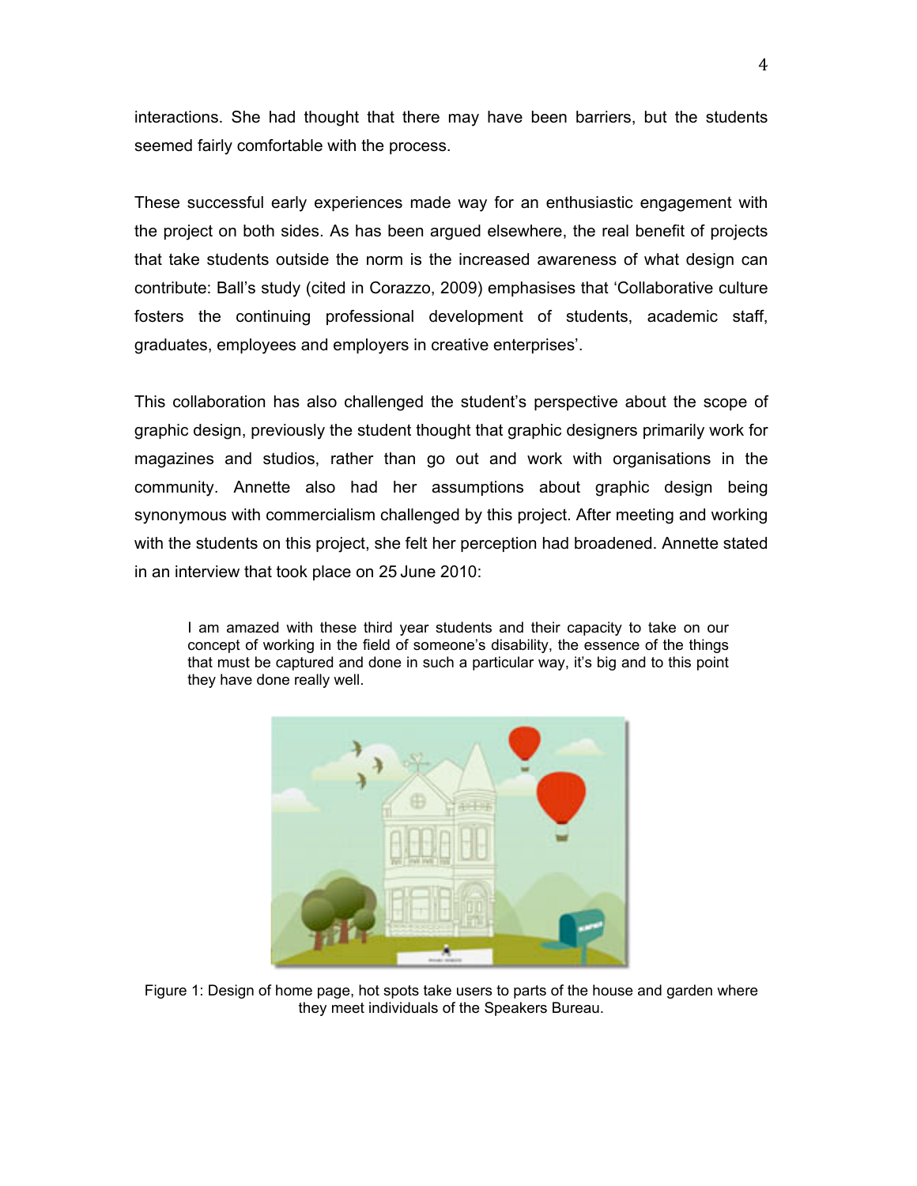interactions. She had thought that there may have been barriers, but the students seemed fairly comfortable with the process.

These successful early experiences made way for an enthusiastic engagement with the project on both sides. As has been argued elsewhere, the real benefit of projects that take students outside the norm is the increased awareness of what design can contribute: Ball's study (cited in Corazzo, 2009) emphasises that 'Collaborative culture fosters the continuing professional development of students, academic staff, graduates, employees and employers in creative enterprises'.

This collaboration has also challenged the student's perspective about the scope of graphic design, previously the student thought that graphic designers primarily work for magazines and studios, rather than go out and work with organisations in the community. Annette also had her assumptions about graphic design being synonymous with commercialism challenged by this project. After meeting and working with the students on this project, she felt her perception had broadened. Annette stated in an interview that took place on 25 June 2010:

> I am amazed with these third year students and their capacity to take on our concept of working in the field of someone's disability, the essence of the things that must be captured and done in such a particular way, it's big and to this point they have done really well.

Figure 1: Design of home page, hot spots take users to parts of the house and garden where they meet individuals of the Speakers Bureau.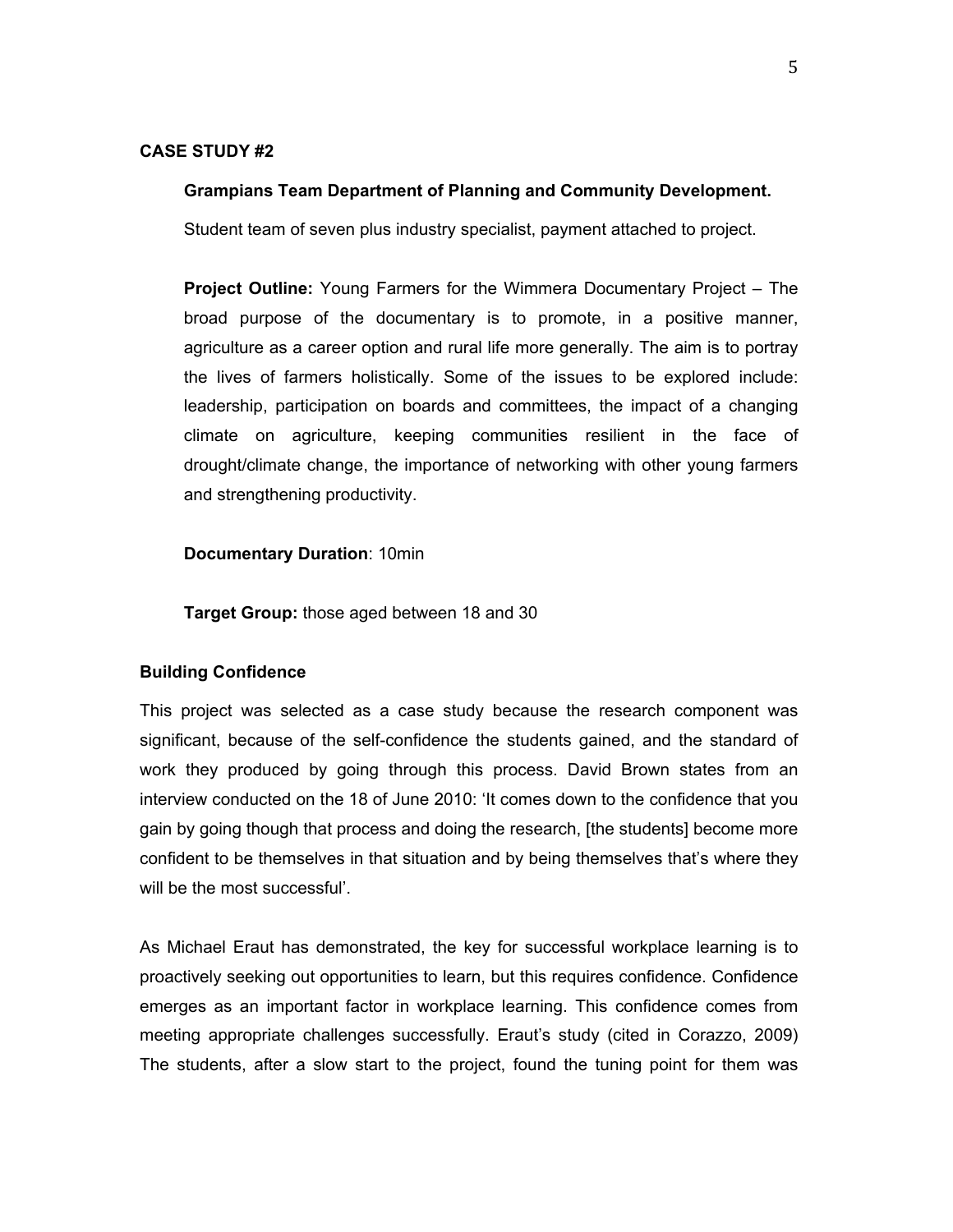**CASE STUDY #2**

**Grampians Team Department of Planning and Community Development.**

Student team of seven plus industry specialist, payment attached to project.

**Project Outline:** Young Farmers for the Wimmera Documentary Project – The broad purpose of the documentary is to promote, in a positive manner, agriculture as a career option and rural life more generally. The aim is to portray the lives of farmers holistically. Some of the issues to be explored include: leadership, participation on boards and committees, the impact of a changing climate on agriculture, keeping communities resilient in the face of drought/climate change, the importance of networking with other young farmers and strengthening productivity.

**Documentary Duration**: 10min

**Target Group:** those aged between 18 and 30

**Building Confidence**

This project was selected as a case study because the research component was significant, because of the self-confidence the students gained, and the standard of work they produced by going through this process. David Brown states from an interview conducted on the 18 of June 2010: 'It comes down to the confidence that you gain by going though that process and doing the research, [the students] become more confident to be themselves in that situation and by being themselves that's where they will be the most successful'.

As Michael Eraut has demonstrated, the key for successful workplace learning is to proactively seeking out opportunities to learn, but this requires confidence. Confidence emerges as an important factor in workplace learning. This confidence comes from meeting appropriate challenges successfully. Eraut's study (cited in Corazzo, 2009) The students, after a slow start to the project, found the tuning point for them was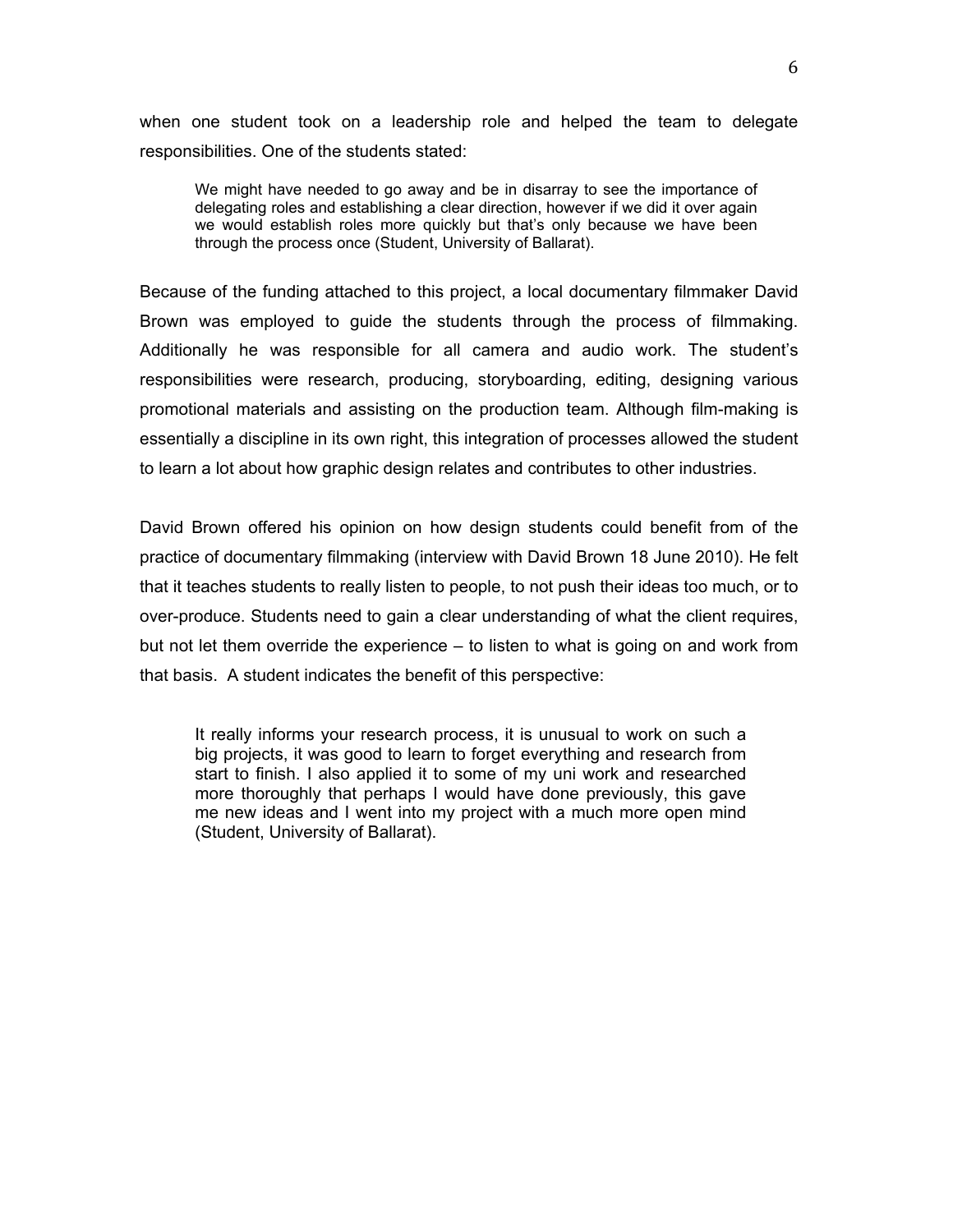when one student took on a leadership role and helped the team to delegate responsibilities. One of the students stated:

> We might have needed to go away and be in disarray to see the importance of delegating roles and establishing a clear direction, however if we did it over again we would establish roles more quickly but that's only because we have been through the process once (Student, University of Ballarat).

Because of the funding attached to this project, a local documentary filmmaker David Brown was employed to guide the students through the process of filmmaking. Additionally he was responsible for all camera and audio work. The student's responsibilities were research, producing, storyboarding, editing, designing various promotional materials and assisting on the production team. Although film-making is essentially a discipline in its own right, this integration of processes allowed the student to learn a lot about how graphic design relates and contributes to other industries.

David Brown offered his opinion on how design students could benefit from of the practice of documentary filmmaking (interview with David Brown 18 June 2010). He felt that it teaches students to really listen to people, to not push their ideas too much, or to over-produce. Students need to gain a clear understanding of what the client requires, but not let them override the experience – to listen to what is going on and work from that basis. A student indicates the benefit of this perspective:

> It really informs your research process, it is unusual to work on such a big projects, it was good to learn to forget everything and research from start to finish. I also applied it to some of my uni work and researched more thoroughly that perhaps I would have done previously, this gave me new ideas and I went into my project with a much more open mind (Student, University of Ballarat).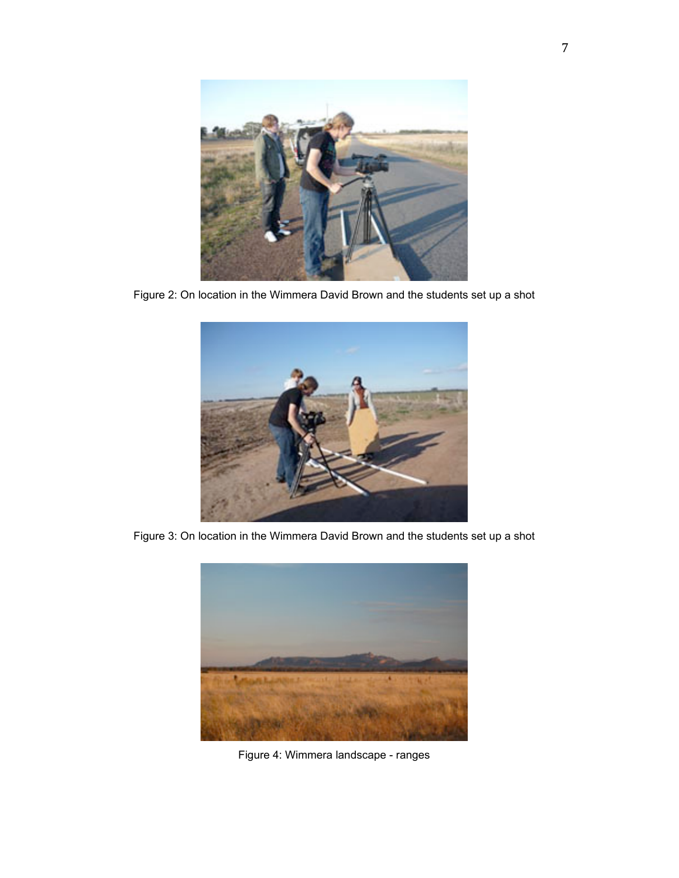Figure 2: On location in the Wimmera David Brown and the students set up a shot

Figure 3: On location in the Wimmera David Brown and the students set up a shot

Figure 4: Wimmera landscape - ranges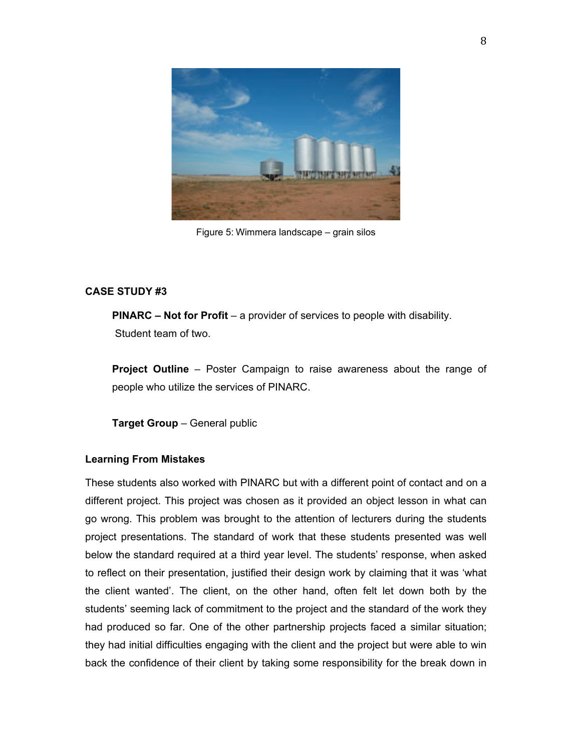Figure 5: Wimmera landscape – grain silos

### CASE STUDY #3

**PINARC – Not for Profit** – a provider of services to people with disability. Student team of two.

**Project Outline** – Poster Campaign to raise awareness about the range of people who utilize the services of PINARC.

**Target Group** – General public

#### Learning From Mistakes

These students also worked with PINARC but with a different point of contact and on a different project. This project was chosen as it provided an object lesson in what can go wrong. This problem was brought to the attention of lecturers during the students project presentations. The standard of work that these students presented was well below the standard required at a third year level. The students' response, when asked to reflect on their presentation, justified their design work by claiming that it was 'what the client wanted'. The client, on the other hand, often felt let down both by the students' seeming lack of commitment to the project and the standard of the work they had produced so far. One of the other partnership projects faced a similar situation; they had initial difficulties engaging with the client and the project but were able to win back the confidence of their client by taking some responsibility for the break down in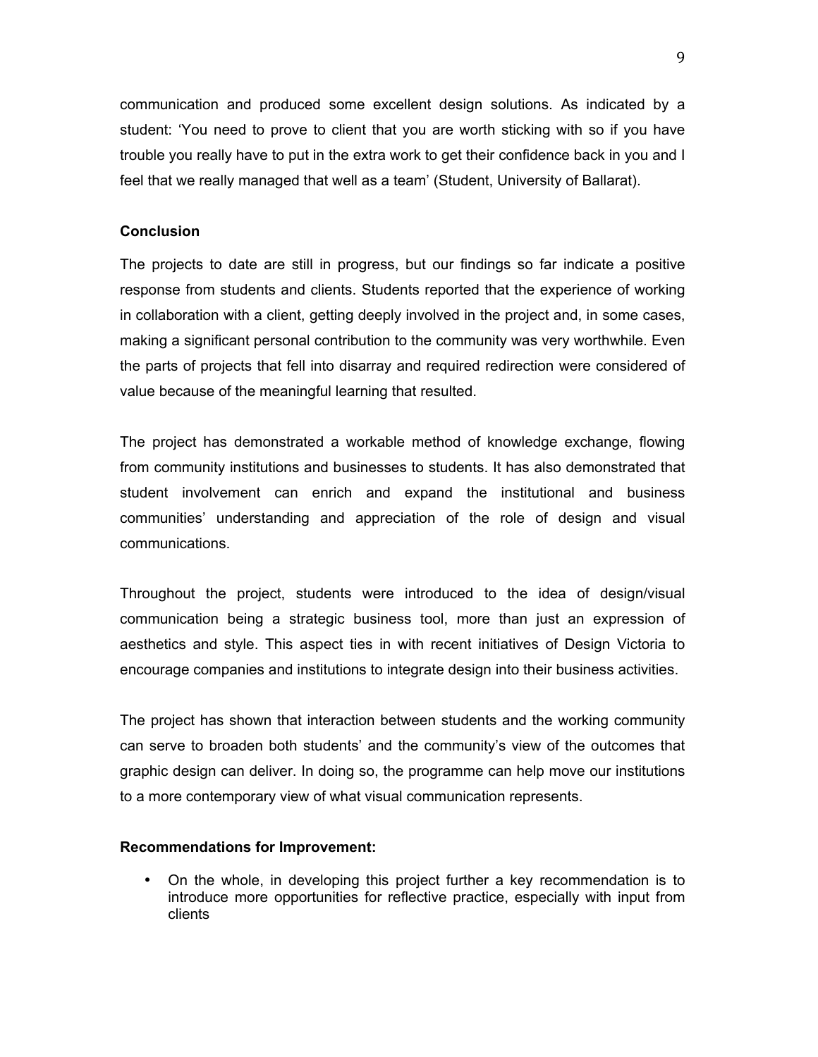communication and produced some excellent design solutions. As indicated by a student: 'You need to prove to client that you are worth sticking with so if you have trouble you really have to put in the extra work to get their confidence back in you and I feel that we really managed that well as a team' (Student, University of Ballarat).

**Conclusion**

The projects to date are still in progress, but our findings so far indicate a positive response from students and clients. Students reported that the experience of working in collaboration with a client, getting deeply involved in the project and, in some cases, making a significant personal contribution to the community was very worthwhile. Even the parts of projects that fell into disarray and required redirection were considered of value because of the meaningful learning that resulted.

The project has demonstrated a workable method of knowledge exchange, flowing from community institutions and businesses to students. It has also demonstrated that student involvement can enrich and expand the institutional and business communities' understanding and appreciation of the role of design and visual communications.

Throughout the project, students were introduced to the idea of design/visual communication being a strategic business tool, more than just an expression of aesthetics and style. This aspect ties in with recent initiatives of Design Victoria to encourage companies and institutions to integrate design into their business activities.

The project has shown that interaction between students and the working community can serve to broaden both students' and the community's view of the outcomes that graphic design can deliver. In doing so, the programme can help move our institutions to a more contemporary view of what visual communication represents.

**Recommendations for Improvement:**

- On the whole, in developing this project further a key recommendation is to introduce more opportunities for reflective practice, especially with input from clients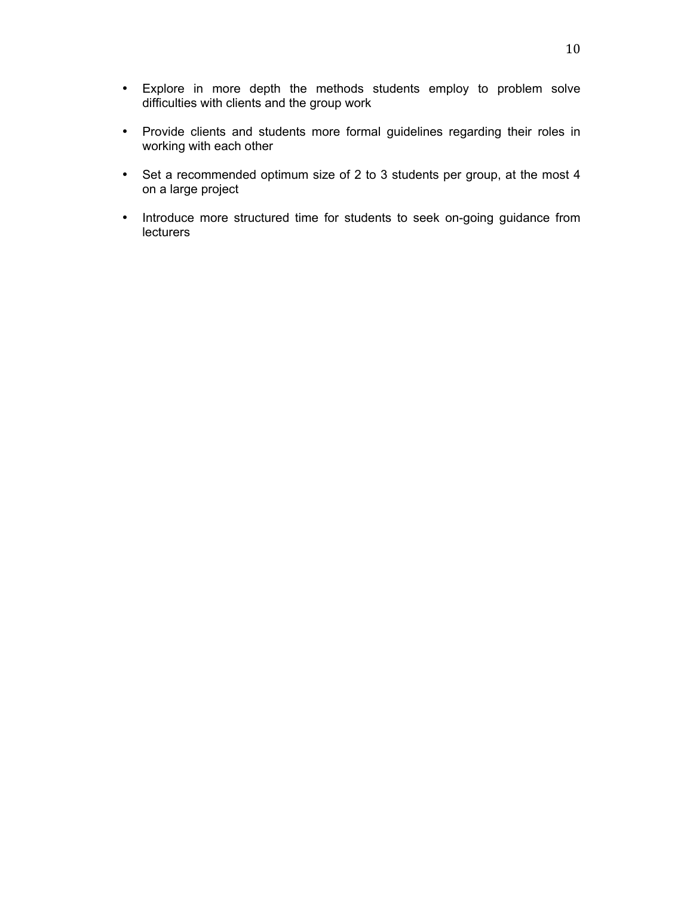- Explore in more depth the methods students employ to problem solve difficulties with clients and the group work
- Provide clients and students more formal guidelines regarding their roles in working with each other
- Set a recommended optimum size of 2 to 3 students per group, at the most 4 on a large project
- Introduce more structured time for students to seek on-going guidance from lecturers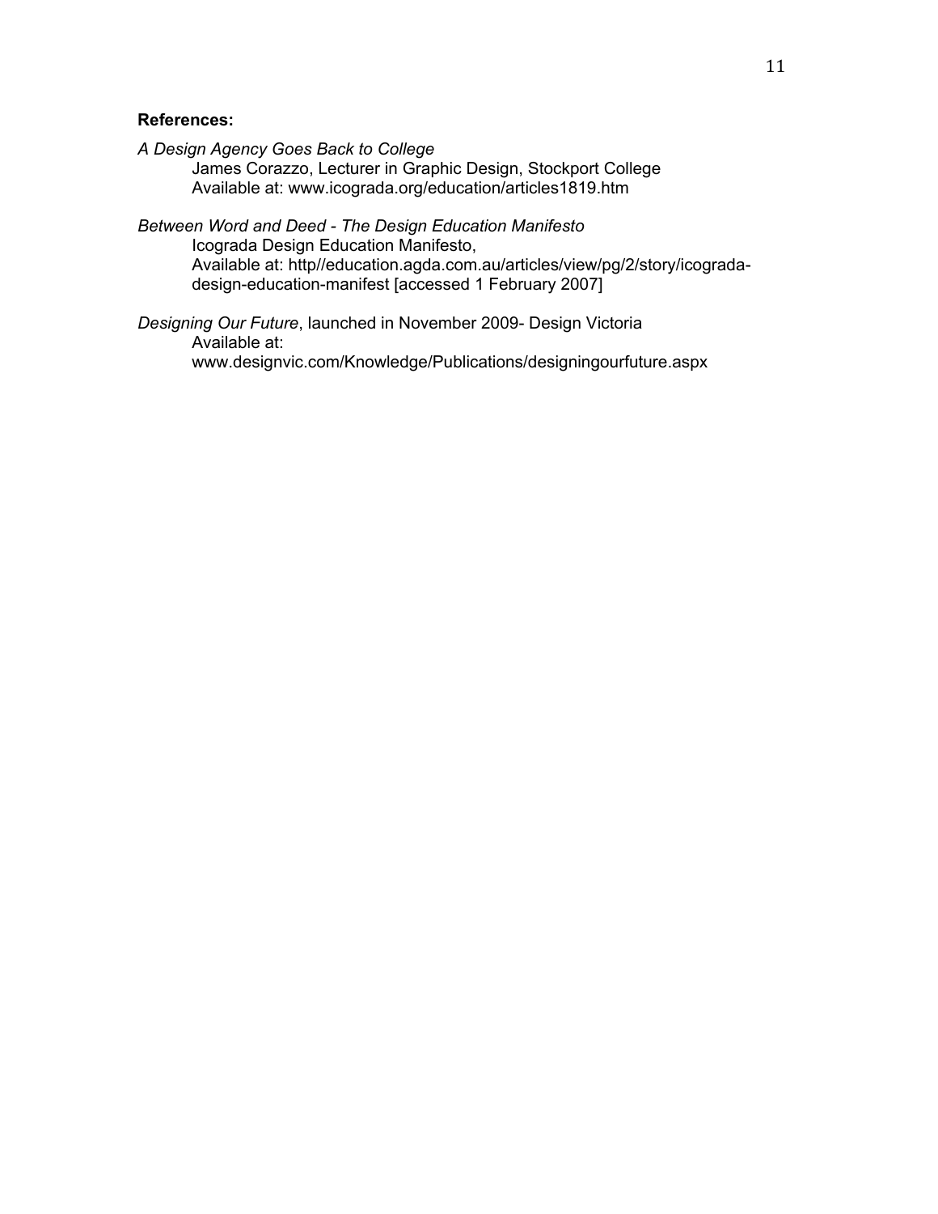**References:**

*A Design Agency Goes Back to College*
James Corazzo, Lecturer in Graphic Design, Stockport College
Available at: www.icograda.org/education/articles1819.htm

*Between Word and Deed - The Design Education Manifesto*
Icograda Design Education Manifesto,
Available at: http//education.agda.com.au/articles/view/pg/2/story/icograda-design-education-manifest [accessed 1 February 2007]

*Designing Our Future*, launched in November 2009- Design Victoria
Available at:
www.designvic.com/Knowledge/Publications/designingourfuture.aspx